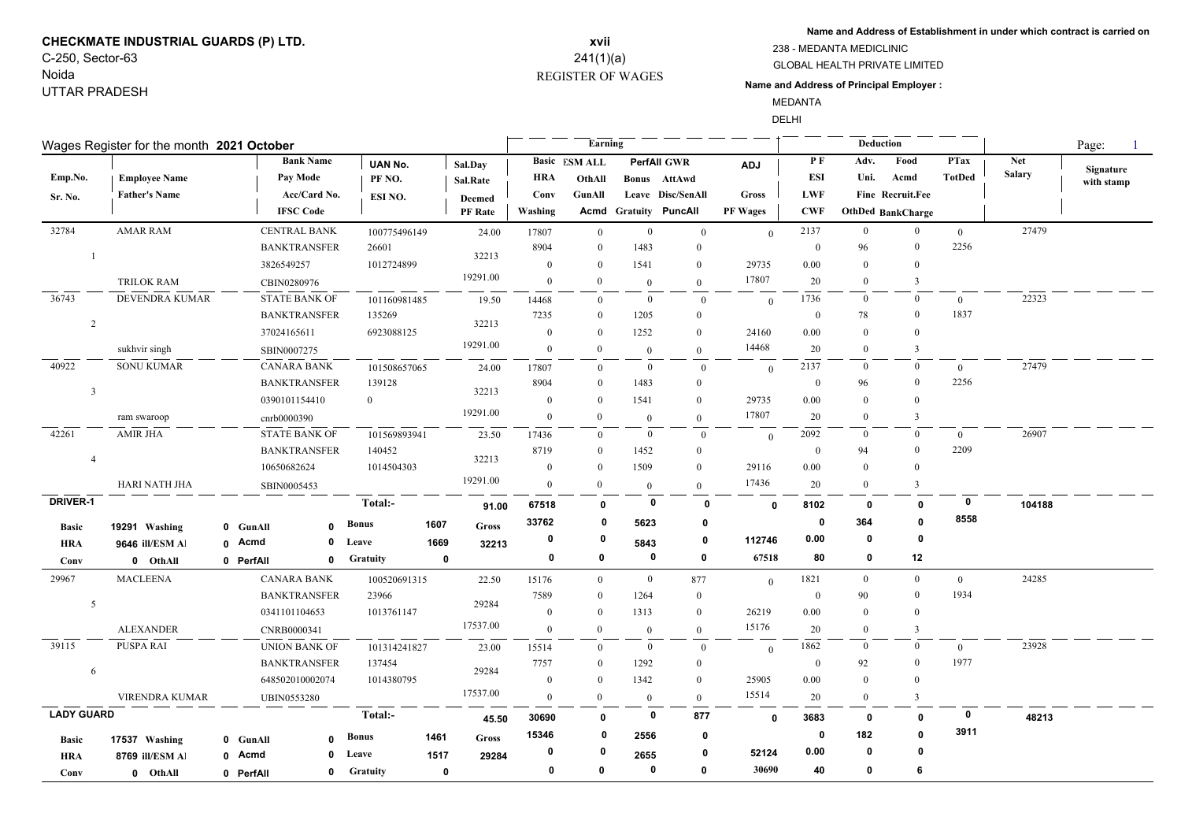**CHECKMATE INDUSTRIAL GUARDS (P) LTD.**
C-250, Sector-63
Noida
UTTAR PRADESH

**xvii**
241(1)(a)
REGISTER OF WAGES

**Name and Address of Establishment in under which contract is carried on**
238 - MEDANTA MEDICLINIC
GLOBAL HEALTH PRIVATE LIMITED

**Name and Address of Principal Employer :**
MEDANTA
DELHI

Wages Register for the month **2021 October**

| Emp.No. / Sr. No. | Employee Name / Father's Name | Bank Name / Pay Mode / Acc/Card No. / IFSC Code | UAN No. / PF NO. / ESI NO. | Sal.Day / Sal.Rate / Deemed PF Rate | Basic / HRA / Conv / Washing | ESM ALL / OthAll / GunAll / Acmd | PerfAll / Bonus / Leave / Gratuity | GWR / AttAwd / Disc/SenAll / PuncAll | ADJ / Gross / PF Wages | PF / ESI / LWF / CWF | Adv. / Uni. / Fine / OthDed | Food / Acmd / Recruit.Fee / BankCharge | PTax / TotDed | Net Salary | Signature with stamp |
|---|---|---|---|---|---|---|---|---|---|---|---|---|---|---|---|
| 32784 / 1 | AMAR RAM / TRILOK RAM | CENTRAL BANK / BANKTRANSFER / 3826549257 / CBIN0280976 | 100775496149 / 26601 / 1012724899 | 24.00 / 32213 / 19291.00 | 17807 / 8904 / 0 / 0 | 0 / 0 / 0 / 0 | 0 / 1483 / 1541 / 0 | 0 / 0 / 0 / 0 | 0 / 29735 / 17807 | 2137 / 0 / 0.00 / 20 | 0 / 96 / 0 / 0 | 0 / 0 / 0 / 3 | 0 / 2256 | 27479 | |
| 36743 / 2 | DEVENDRA KUMAR / sukhvir singh | STATE BANK OF / BANKTRANSFER / 37024165611 / SBIN0007275 | 101160981485 / 135269 / 6923088125 | 19.50 / 32213 / 19291.00 | 14468 / 7235 / 0 / 0 | 0 / 0 / 0 / 0 | 0 / 1205 / 1252 / 0 | 0 / 0 / 0 / 0 | 0 / 24160 / 14468 | 1736 / 0 / 0.00 / 20 | 0 / 78 / 0 / 0 | 0 / 0 / 0 / 3 | 0 / 1837 | 22323 | |
| 40922 / 3 | SONU KUMAR / ram swaroop | CANARA BANK / BANKTRANSFER / 0390101154410 / cnrb0000390 | 101508657065 / 139128 / 0 | 24.00 / 32213 / 19291.00 | 17807 / 8904 / 0 / 0 | 0 / 0 / 0 / 0 | 0 / 1483 / 1541 / 0 | 0 / 0 / 0 / 0 | 0 / 29735 / 17807 | 2137 / 0 / 0.00 / 20 | 0 / 96 / 0 / 0 | 0 / 0 / 0 / 3 | 0 / 2256 | 27479 | |
| 42261 / 4 | AMIR JHA / HARI NATH JHA | STATE BANK OF / BANKTRANSFER / 10650682624 / SBIN0005453 | 101569893941 / 140452 / 1014504303 | 23.50 / 32213 / 19291.00 | 17436 / 8719 / 0 / 0 | 0 / 0 / 0 / 0 | 0 / 1452 / 1509 / 0 | 0 / 0 / 0 / 0 | 0 / 29116 / 17436 | 2092 / 0 / 0.00 / 20 | 0 / 94 / 0 / 0 | 0 / 0 / 0 / 3 | 0 / 2209 | 26907 | |
| **DRIVER-1** | Basic 19291 / HRA 9646 / Conv 0; Washing 0 / ill/ESM Al 0 / OthAll 0 | GunAll 0 / Acmd 0 / PerfAll 0 | Bonus 1607 / Leave 1669 / Gratuity 0 | **Total:-** 91.00 / Gross 32213 | 67518 / 33762 / 0 / 0 | 0 / 0 / 0 / 0 | 0 / 5623 / 5843 / 0 | 0 / 0 / 0 / 0 | 0 / 112746 / 67518 | 8102 / 0 / 0.00 / 80 | 0 / 364 / 0 / 0 | 0 / 0 / 0 / 12 | 0 / 8558 | 104188 | |
| 29967 / 5 | MACLEENA / ALEXANDER | CANARA BANK / BANKTRANSFER / 0341101104653 / CNRB0000341 | 100520691315 / 23966 / 1013761147 | 22.50 / 29284 / 17537.00 | 15176 / 7589 / 0 / 0 | 0 / 0 / 0 / 0 | 0 / 1264 / 1313 / 0 | 877 / 0 / 0 / 0 | 0 / 26219 / 15176 | 1821 / 0 / 0.00 / 20 | 0 / 90 / 0 / 0 | 0 / 0 / 0 / 3 | 0 / 1934 | 24285 | |
| 39115 / 6 | PUSPA RAI / VIRENDRA KUMAR | UNION BANK OF / BANKTRANSFER / 648502010002074 / UBIN0553280 | 101314241827 / 137454 / 1014380795 | 23.00 / 29284 / 17537.00 | 15514 / 7757 / 0 / 0 | 0 / 0 / 0 / 0 | 0 / 1292 / 1342 / 0 | 0 / 0 / 0 / 0 | 0 / 25905 / 15514 | 1862 / 0 / 0.00 / 20 | 0 / 92 / 0 / 0 | 0 / 0 / 0 / 3 | 0 / 1977 | 23928 | |
| **LADY GUARD** | Basic 17537 / HRA 8769 / Conv 0; Washing 0 / ill/ESM Al 0 / OthAll 0 | GunAll 0 / Acmd 0 / PerfAll 0 | Bonus 1461 / Leave 1517 / Gratuity 0 | **Total:-** 45.50 / Gross 29284 | 30690 / 15346 / 0 / 0 | 0 / 0 / 0 / 0 | 0 / 2556 / 2655 / 0 | 877 / 0 / 0 / 0 | 0 / 52124 / 30690 | 3683 / 0 / 0.00 / 40 | 0 / 182 / 0 / 0 | 0 / 0 / 0 / 6 | 0 / 3911 | 48213 | |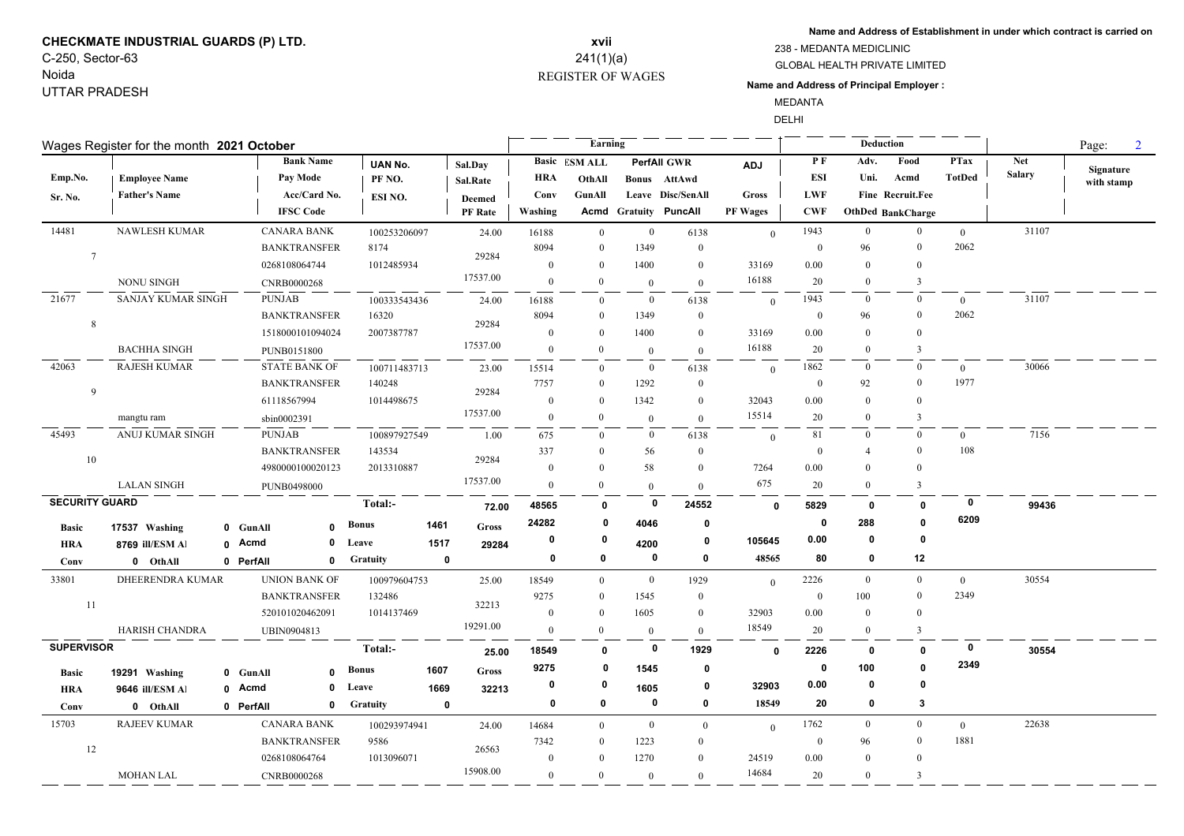**CHECKMATE INDUSTRIAL GUARDS (P) LTD.**
C-250, Sector-63
Noida
UTTAR PRADESH

**xvii**
241(1)(a)
REGISTER OF WAGES

**Name and Address of Establishment in under which contract is carried on**
238 - MEDANTA MEDICLINIC
GLOBAL HEALTH PRIVATE LIMITED

**Name and Address of Principal Employer :**
MEDANTA
DELHI

Wages Register for the month **2021 October**

| Emp.No. / Sr. No. | Employee Name / Father's Name | Bank Name / Pay Mode / Acc/Card No. / IFSC Code | UAN No. / PF NO. / ESI NO. | Sal.Day / Sal.Rate / Deemed PF Rate | Basic / HRA / Conv / Washing | ESM ALL / OthAll / GunAll / Acmd | PerfAll / Bonus / Leave / Gratuity | GWR / AttAwd / Disc/SenAll / PuncAll | ADJ / Gross / PF Wages | PF / ESI / LWF / CWF | Adv. / Uni. / Fine / OthDed | Food / Acmd / Recruit.Fee / BankCharge | PTax / TotDed | Net Salary | Signature with stamp |
|---|---|---|---|---|---|---|---|---|---|---|---|---|---|---|---|
| 14481 / 7 | NAWLESH KUMAR / NONU SINGH | CANARA BANK / BANKTRANSFER / 0268108064744 / CNRB0000268 | 100253206097 / 8174 / 1012485934 | 24.00 / 29284 / 17537.00 | 16188 / 8094 / 0 / 0 | 0 / 0 / 0 / 0 | 0 / 1349 / 1400 / 0 | 6138 / 0 / 0 / 0 | 0 / 33169 / 16188 | 1943 / 0 / 0.00 / 20 | 0 / 96 / 0 / 0 | 0 / 0 / 0 / 3 | 0 / 2062 | 31107 | |
| 21677 / 8 | SANJAY KUMAR SINGH / BACHHA SINGH | PUNJAB / BANKTRANSFER / 1518000101094024 / PUNB0151800 | 100333543436 / 16320 / 2007387787 | 24.00 / 29284 / 17537.00 | 16188 / 8094 / 0 / 0 | 0 / 0 / 0 / 0 | 0 / 1349 / 1400 / 0 | 6138 / 0 / 0 / 0 | 0 / 33169 / 16188 | 1943 / 0 / 0.00 / 20 | 0 / 96 / 0 / 0 | 0 / 0 / 0 / 3 | 0 / 2062 | 31107 | |
| 42063 / 9 | RAJESH KUMAR / mangtu ram | STATE BANK OF / BANKTRANSFER / 61118567994 / sbin0002391 | 100711483713 / 140248 / 1014498675 | 23.00 / 29284 / 17537.00 | 15514 / 7757 / 0 / 0 | 0 / 0 / 0 / 0 | 0 / 1292 / 1342 / 0 | 6138 / 0 / 0 / 0 | 0 / 32043 / 15514 | 1862 / 0 / 0.00 / 20 | 0 / 92 / 0 / 0 | 0 / 0 / 0 / 3 | 0 / 1977 | 30066 | |
| 45493 / 10 | ANUJ KUMAR SINGH / LALAN SINGH | PUNJAB / BANKTRANSFER / 4980000100020123 / PUNB0498000 | 100897927549 / 143534 / 2013310887 | 1.00 / 29284 / 17537.00 | 675 / 337 / 0 / 0 | 0 / 0 / 0 / 0 | 0 / 56 / 58 / 0 | 6138 / 0 / 0 / 0 | 0 / 7264 / 675 | 81 / 0 / 0.00 / 20 | 0 / 4 / 0 / 0 | 0 / 0 / 0 / 3 | 0 / 108 | 7156 | |
| **SECURITY GUARD** | Basic 17537, HRA 8769, Conv 0, Washing 0, ill/ESM Al 0, OthAll 0 | GunAll 0, Acmd 0, PerfAll 0 | Total:- Bonus 1461, Leave 1517, Gratuity 0 | 72.00 / Gross 29284 | 48565 / 24282 / 0 / 0 | 0 / 0 / 0 / 0 | 0 / 4046 / 4200 / 0 | 24552 / 0 / 0 / 0 | 0 / 105645 / 48565 | 5829 / 0 / 0.00 / 80 | 0 / 288 / 0 / 0 | 0 / 0 / 0 / 12 | 0 / 6209 | 99436 | |
| 33801 / 11 | DHEERENDRA KUMAR / HARISH CHANDRA | UNION BANK OF / BANKTRANSFER / 520101020462091 / UBIN0904813 | 100979604753 / 132486 / 1014137469 | 25.00 / 32213 / 19291.00 | 18549 / 9275 / 0 / 0 | 0 / 0 / 0 / 0 | 0 / 1545 / 1605 / 0 | 1929 / 0 / 0 / 0 | 0 / 32903 / 18549 | 2226 / 0 / 0.00 / 20 | 0 / 100 / 0 / 0 | 0 / 0 / 0 / 3 | 0 / 2349 | 30554 | |
| **SUPERVISOR** | Basic 19291, HRA 9646, Conv 0, Washing 0, ill/ESM Al 0, OthAll 0 | GunAll 0, Acmd 0, PerfAll 0 | Total:- Bonus 1607, Leave 1669, Gratuity 0 | 25.00 / Gross 32213 | 18549 / 9275 / 0 / 0 | 0 / 0 / 0 / 0 | 0 / 1545 / 1605 / 0 | 1929 / 0 / 0 / 0 | 0 / 32903 / 18549 | 2226 / 0 / 0.00 / 20 | 0 / 100 / 0 / 0 | 0 / 0 / 0 / 3 | 0 / 2349 | 30554 | |
| 15703 / 12 | RAJEEV KUMAR / MOHAN LAL | CANARA BANK / BANKTRANSFER / 0268108064764 / CNRB0000268 | 100293974941 / 9586 / 1013096071 | 24.00 / 26563 / 15908.00 | 14684 / 7342 / 0 / 0 | 0 / 0 / 0 / 0 | 0 / 1223 / 1270 / 0 | 0 / 0 / 0 / 0 | 0 / 24519 / 14684 | 1762 / 0 / 0.00 / 20 | 0 / 96 / 0 / 0 | 0 / 0 / 0 / 3 | 0 / 1881 | 22638 | |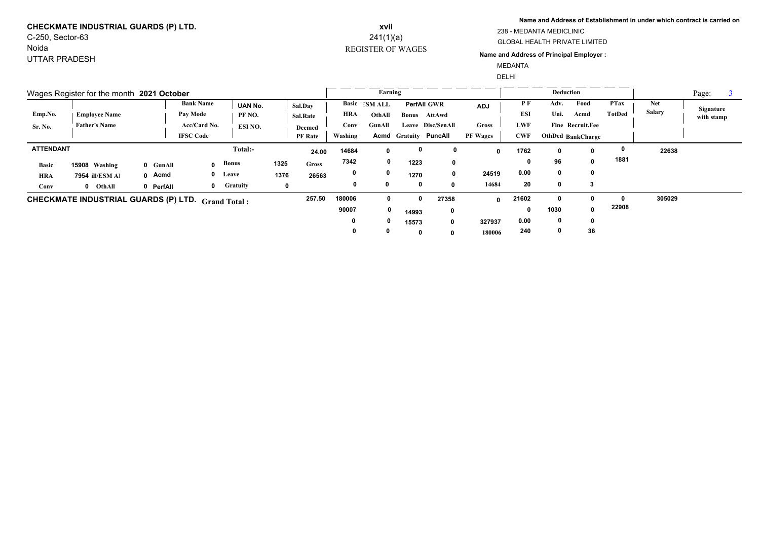**CHECKMATE INDUSTRIAL GUARDS (P) LTD.**
C-250, Sector-63
Noida
UTTAR PRADESH

**xvii**
241(1)(a)
REGISTER OF WAGES

**Name and Address of Establishment in under which contract is carried on**
238 - MEDANTA MEDICLINIC
GLOBAL HEALTH PRIVATE LIMITED

**Name and Address of Principal Employer :**
MEDANTA
DELHI

Wages Register for the month **2021 October**

| Emp.No. / Sr. No. | Employee Name / Father's Name | Bank Name / Pay Mode / Acc/Card No. / IFSC Code | UAN No. / PF NO. / ESI NO. | Sal.Day / Sal.Rate / Deemed / PF Rate | Earning: Basic / HRA / Conv / Washing | ESM ALL / OthAll / GunAll / Acmd | PerfAll / Bonus / Leave / Gratuity | GWR / AttAwd / Disc/SenAll / PuncAll | ADJ / Gross / PF Wages | Deduction: P F / ESI / LWF / CWF | Adv. / Uni. / Fine / OthDed | Food / Acmd / Recruit.Fee / BankCharge | PTax / TotDed | Net Salary | Signature with stamp |
|---|---|---|---|---|---|---|---|---|---|---|---|---|---|---|---|
| **ATTENDANT** | | | Total:- | 24.00 | 14684 | 0 | 0 | 0 | 0 | 1762 | 0 | 0 | 0 | 22638 | |
| | | | | | 7342 | 0 | 1223 | 0 | | 0 | 96 | 0 | 1881 | | |
| | | | | | 0 | 0 | 1270 | 0 | 24519 | 0.00 | 0 | 0 | | | |
| | | | | | 0 | 0 | 0 | 0 | 14684 | 20 | 0 | 3 | | | |
| **CHECKMATE INDUSTRIAL GUARDS (P) LTD. Grand Total :** | | | | 257.50 | 180006 | 0 | 0 | 27358 | 0 | 21602 | 0 | 0 | 0 | 305029 | |
| | | | | | 90007 | 0 | 14993 | 0 | | 0 | 1030 | 0 | 22908 | | |
| | | | | | 0 | 0 | 15573 | 0 | 327937 | 0.00 | 0 | 0 | | | |
| | | | | | 0 | 0 | 0 | 0 | 180006 | 240 | 0 | 36 | | | |

ATTENDANT summary:

| | | | | | | | | | |
|---|---|---|---|---|---|---|---|---|---|
| Basic | 15908 | Washing | 0 | GunAll | 0 | Bonus | 1325 | Gross | |
| HRA | 7954 | ill/ESM Al | 0 | Acmd | 0 | Leave | 1376 | 26563 | |
| Conv | 0 | OthAll | 0 | PerfAll | 0 | Gratuity | 0 | | |